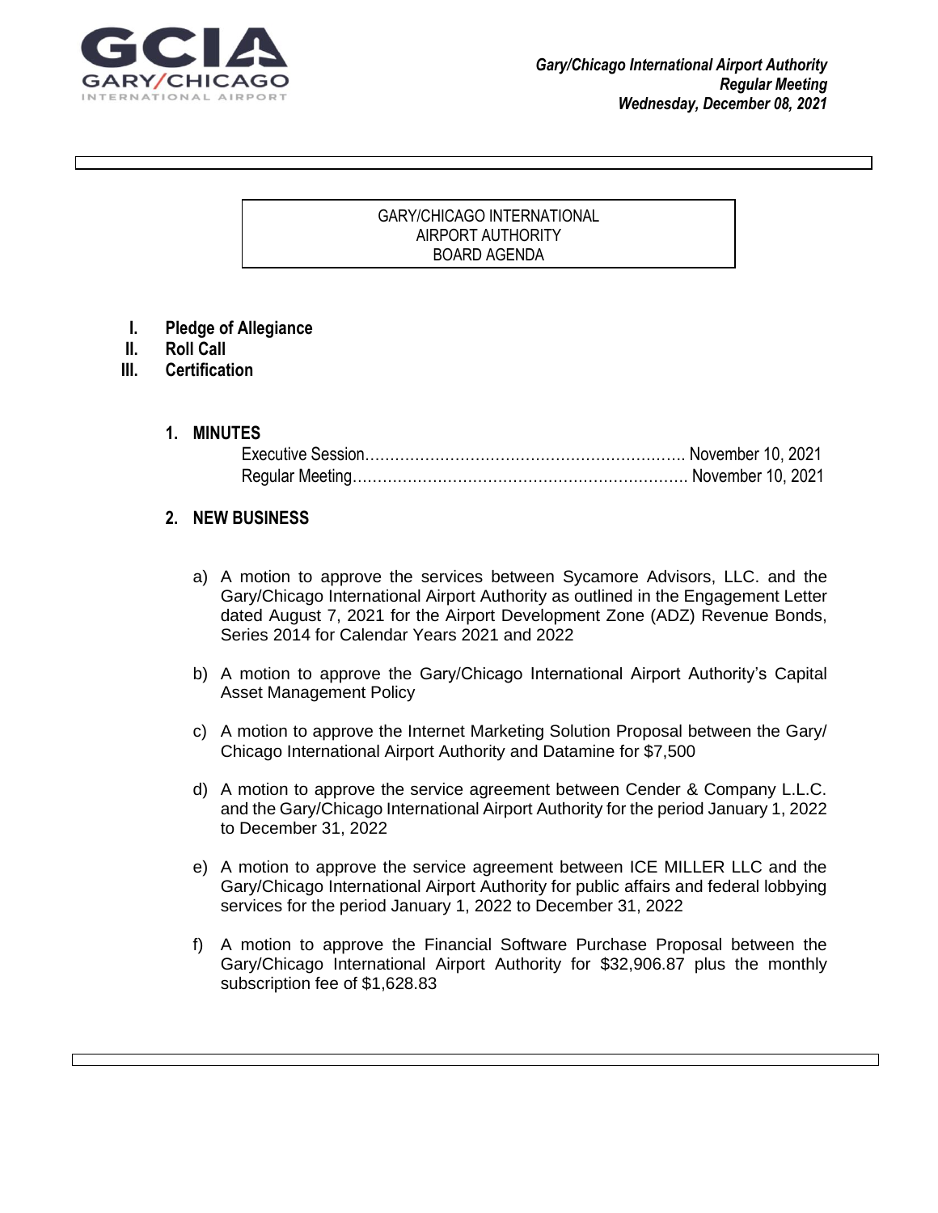*Gary/Chicago International Airport Authority*
*Regular Meeting*
*Wednesday, December 08, 2021*

# GARY/CHICAGO INTERNATIONAL AIRPORT AUTHORITY BOARD AGENDA

**I. Pledge of Allegiance**
**II. Roll Call**
**III. Certification**

**1. MINUTES**

Executive Session………………………………………………………. November 10, 2021
Regular Meeting…………………………………………………………. November 10, 2021

**2. NEW BUSINESS**

a) A motion to approve the services between Sycamore Advisors, LLC. and the Gary/Chicago International Airport Authority as outlined in the Engagement Letter dated August 7, 2021 for the Airport Development Zone (ADZ) Revenue Bonds, Series 2014 for Calendar Years 2021 and 2022

b) A motion to approve the Gary/Chicago International Airport Authority's Capital Asset Management Policy

c) A motion to approve the Internet Marketing Solution Proposal between the Gary/ Chicago International Airport Authority and Datamine for $7,500

d) A motion to approve the service agreement between Cender & Company L.L.C. and the Gary/Chicago International Airport Authority for the period January 1, 2022 to December 31, 2022

e) A motion to approve the service agreement between ICE MILLER LLC and the Gary/Chicago International Airport Authority for public affairs and federal lobbying services for the period January 1, 2022 to December 31, 2022

f) A motion to approve the Financial Software Purchase Proposal between the Gary/Chicago International Airport Authority for $32,906.87 plus the monthly subscription fee of $1,628.83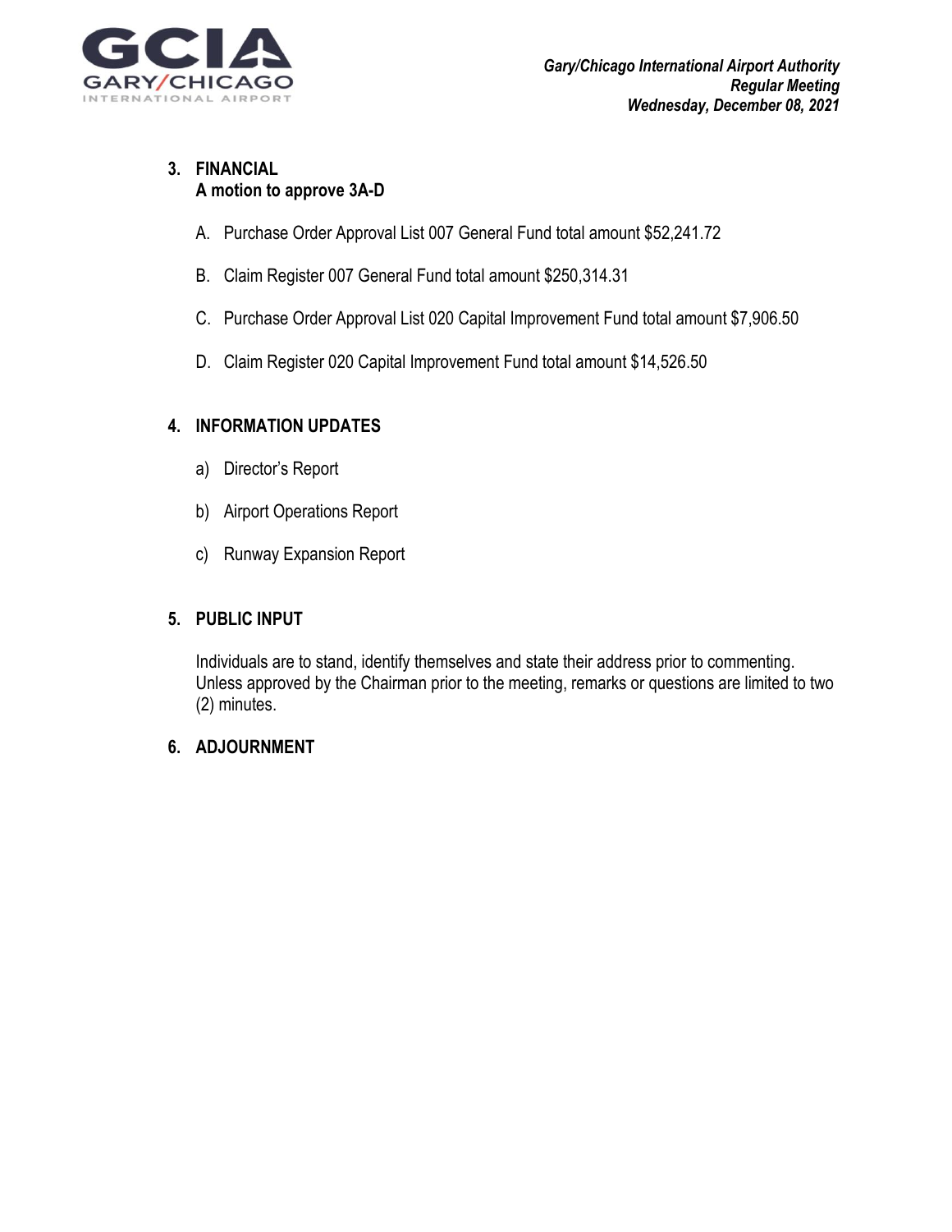## 3. FINANCIAL

**A motion to approve 3A-D**

A. Purchase Order Approval List 007 General Fund total amount $52,241.72

B. Claim Register 007 General Fund total amount $250,314.31

C. Purchase Order Approval List 020 Capital Improvement Fund total amount $7,906.50

D. Claim Register 020 Capital Improvement Fund total amount $14,526.50

## 4. INFORMATION UPDATES

a) Director's Report

b) Airport Operations Report

c) Runway Expansion Report

## 5. PUBLIC INPUT

Individuals are to stand, identify themselves and state their address prior to commenting. Unless approved by the Chairman prior to the meeting, remarks or questions are limited to two (2) minutes.

## 6. ADJOURNMENT